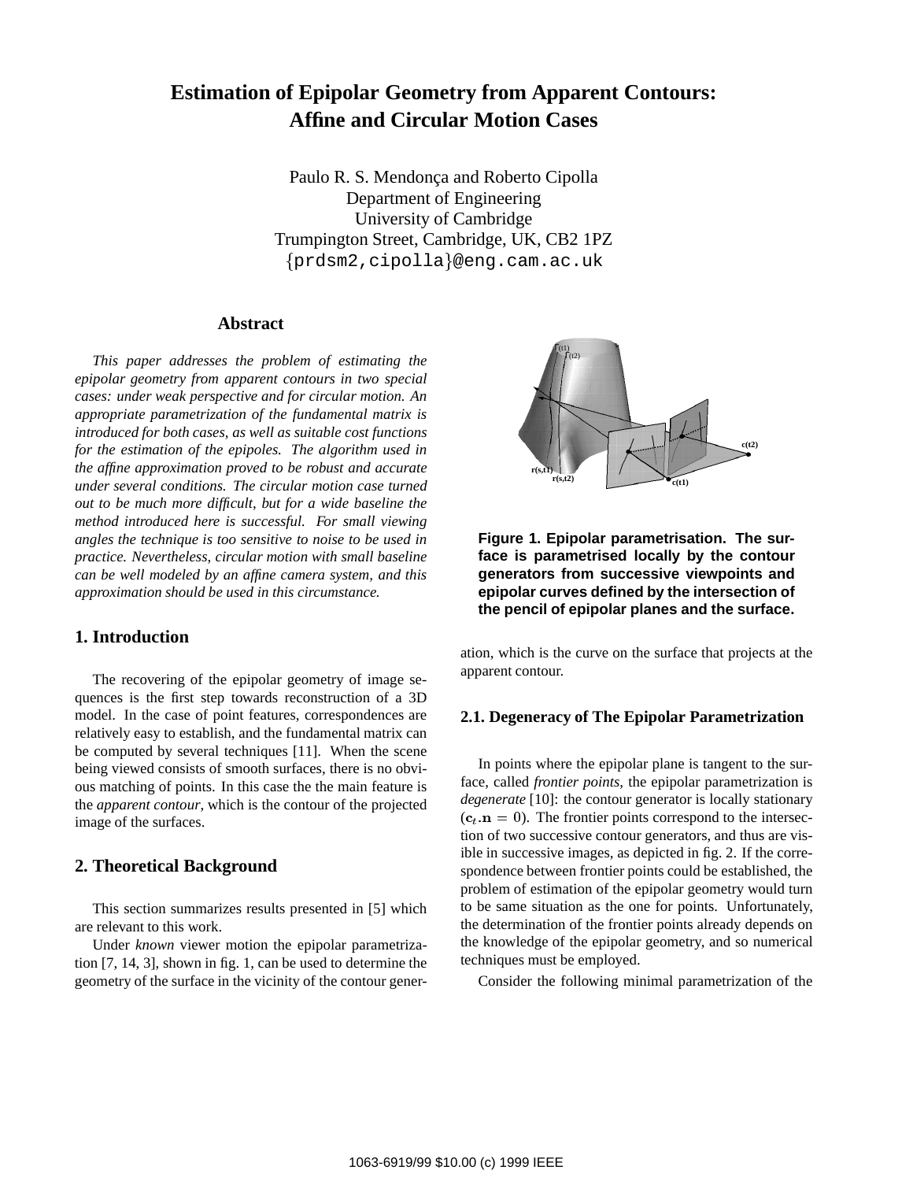# Estimation of Epipolar Geometry from Apparent Contours: Affine and Circular Motion Cases

Paulo R. S. Mendonça and Roberto Cipolla
Department of Engineering
University of Cambridge
Trumpington Street, Cambridge, UK, CB2 1PZ
{prdsm2,cipolla}@eng.cam.ac.uk

## Abstract

*This paper addresses the problem of estimating the epipolar geometry from apparent contours in two special cases: under weak perspective and for circular motion. An appropriate parametrization of the fundamental matrix is introduced for both cases, as well as suitable cost functions for the estimation of the epipoles. The algorithm used in the affine approximation proved to be robust and accurate under several conditions. The circular motion case turned out to be much more difficult, but for a wide baseline the method introduced here is successful. For small viewing angles the technique is too sensitive to noise to be used in practice. Nevertheless, circular motion with small baseline can be well modeled by an affine camera system, and this approximation should be used in this circumstance.*

## 1. Introduction

The recovering of the epipolar geometry of image sequences is the first step towards reconstruction of a 3D model. In the case of point features, correspondences are relatively easy to establish, and the fundamental matrix can be computed by several techniques [11]. When the scene being viewed consists of smooth surfaces, there is no obvious matching of points. In this case the the main feature is the *apparent contour*, which is the contour of the projected image of the surfaces.

## 2. Theoretical Background

This section summarizes results presented in [5] which are relevant to this work.

Under *known* viewer motion the epipolar parametrization [7, 14, 3], shown in fig. 1, can be used to determine the geometry of the surface in the vicinity of the contour generation, which is the curve on the surface that projects at the apparent contour.

**Figure 1. Epipolar parametrisation. The surface is parametrised locally by the contour generators from successive viewpoints and epipolar curves defined by the intersection of the pencil of epipolar planes and the surface.**

### 2.1. Degeneracy of The Epipolar Parametrization

In points where the epipolar plane is tangent to the surface, called *frontier points*, the epipolar parametrization is *degenerate* [10]: the contour generator is locally stationary ($\mathbf{c}_t.\mathbf{n} = 0$). The frontier points correspond to the intersection of two successive contour generators, and thus are visible in successive images, as depicted in fig. 2. If the correspondence between frontier points could be established, the problem of estimation of the epipolar geometry would turn to be same situation as the one for points. Unfortunately, the determination of the frontier points already depends on the knowledge of the epipolar geometry, and so numerical techniques must be employed.

Consider the following minimal parametrization of the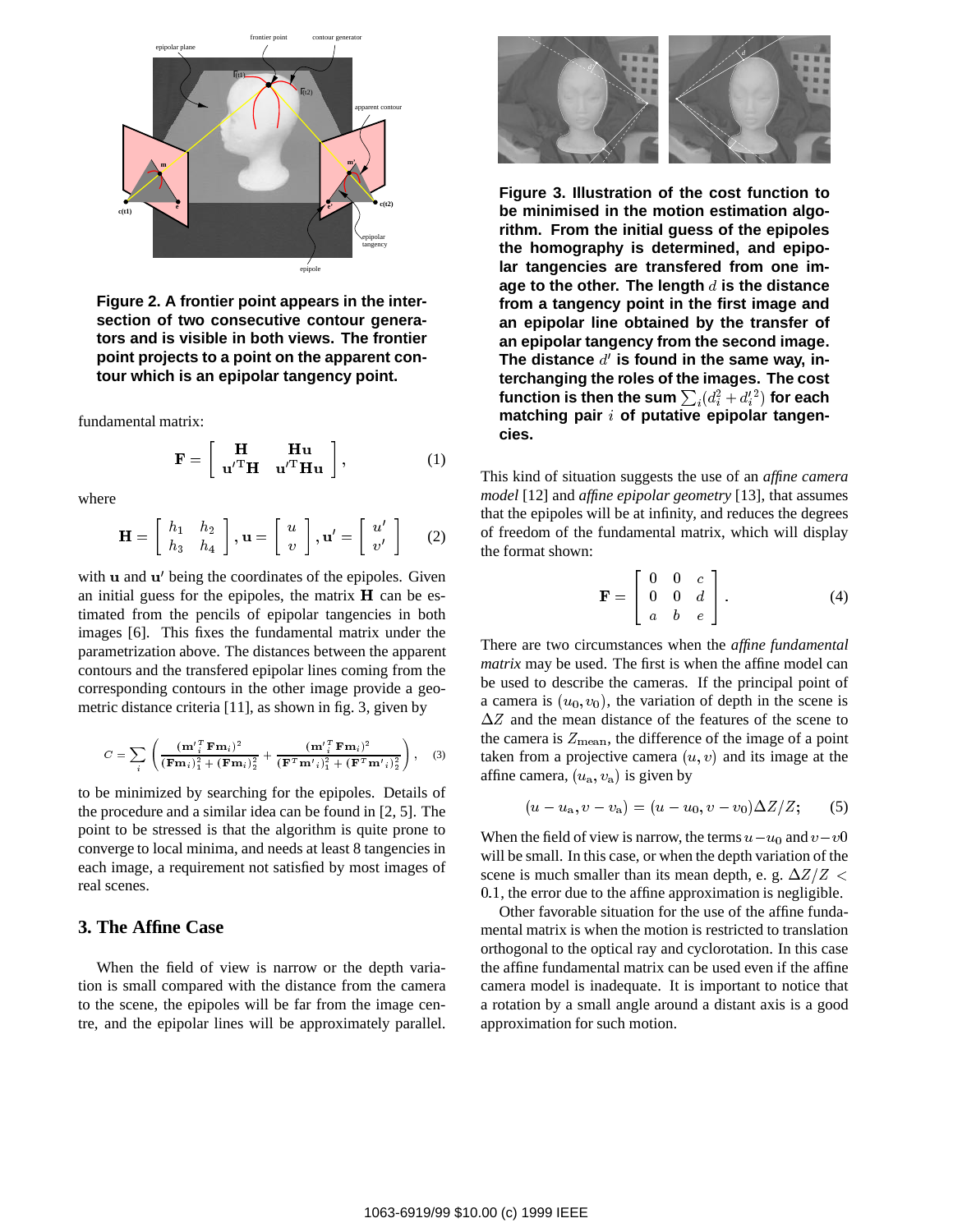Figure 2. A frontier point appears in the intersection of two consecutive contour generators and is visible in both views. The frontier point projects to a point on the apparent contour which is an epipolar tangency point.

fundamental matrix:

$$\mathbf{F} = \begin{bmatrix} \mathbf{H} & \mathbf{H}\mathbf{u} \\ \mathbf{u}'^{\mathrm{T}}\mathbf{H} & \mathbf{u}'^{\mathrm{T}}\mathbf{H}\mathbf{u} \end{bmatrix}, \tag{1}$$

where

$$\mathbf{H} = \begin{bmatrix} h_1 & h_2 \\ h_3 & h_4 \end{bmatrix}, \mathbf{u} = \begin{bmatrix} u \\ v \end{bmatrix}, \mathbf{u}' = \begin{bmatrix} u' \\ v' \end{bmatrix} \tag{2}$$

with $\mathbf{u}$ and $\mathbf{u}'$ being the coordinates of the epipoles. Given an initial guess for the epipoles, the matrix $\mathbf{H}$ can be estimated from the pencils of epipolar tangencies in both images [6]. This fixes the fundamental matrix under the parametrization above. The distances between the apparent contours and the transfered epipolar lines coming from the corresponding contours in the other image provide a geometric distance criteria [11], as shown in fig. 3, given by

$$C = \sum_i \left( \frac{(\mathbf{m}'^T_i \mathbf{F}\mathbf{m}_i)^2}{(\mathbf{F}\mathbf{m}_i)_1^2 + (\mathbf{F}\mathbf{m}_i)_2^2} + \frac{(\mathbf{m}'^T_i \mathbf{F}\mathbf{m}_i)^2}{(\mathbf{F}^T\mathbf{m}'_i)_1^2 + (\mathbf{F}^T\mathbf{m}'_i)_2^2} \right), \tag{3}$$

to be minimized by searching for the epipoles. Details of the procedure and a similar idea can be found in [2, 5]. The point to be stressed is that the algorithm is quite prone to converge to local minima, and needs at least 8 tangencies in each image, a requirement not satisfied by most images of real scenes.

## 3. The Affine Case

When the field of view is narrow or the depth variation is small compared with the distance from the camera to the scene, the epipoles will be far from the image centre, and the epipolar lines will be approximately parallel.

Figure 3. Illustration of the cost function to be minimised in the motion estimation algorithm. From the initial guess of the epipoles the homography is determined, and epipolar tangencies are transfered from one image to the other. The length $d$ is the distance from a tangency point in the first image and an epipolar line obtained by the transfer of an epipolar tangency from the second image. The distance $d'$ is found in the same way, interchanging the roles of the images. The cost function is then the sum $\sum_i (d_i^2 + d_i'^2)$ for each matching pair $i$ of putative epipolar tangencies.

This kind of situation suggests the use of an *affine camera model* [12] and *affine epipolar geometry* [13], that assumes that the epipoles will be at infinity, and reduces the degrees of freedom of the fundamental matrix, which will display the format shown:

$$\mathbf{F} = \begin{bmatrix} 0 & 0 & c \\ 0 & 0 & d \\ a & b & e \end{bmatrix}. \tag{4}$$

There are two circumstances when the *affine fundamental matrix* may be used. The first is when the affine model can be used to describe the cameras. If the principal point of a camera is $(u_0, v_0)$, the variation of depth in the scene is $\Delta Z$ and the mean distance of the features of the scene to the camera is $Z_{\mathrm{mean}}$, the difference of the image of a point taken from a projective camera $(u, v)$ and its image at the affine camera, $(u_{\mathrm{a}}, v_{\mathrm{a}})$ is given by

$$(u - u_{\mathrm{a}}, v - v_{\mathrm{a}}) = (u - u_0, v - v_0)\Delta Z/Z; \tag{5}$$

When the field of view is narrow, the terms $u - u_0$ and $v - v0$ will be small. In this case, or when the depth variation of the scene is much smaller than its mean depth, e. g. $\Delta Z/Z < 0.1$, the error due to the affine approximation is negligible.

Other favorable situation for the use of the affine fundamental matrix is when the motion is restricted to translation orthogonal to the optical ray and cyclorotation. In this case the affine fundamental matrix can be used even if the affine camera model is inadequate. It is important to notice that a rotation by a small angle around a distant axis is a good approximation for such motion.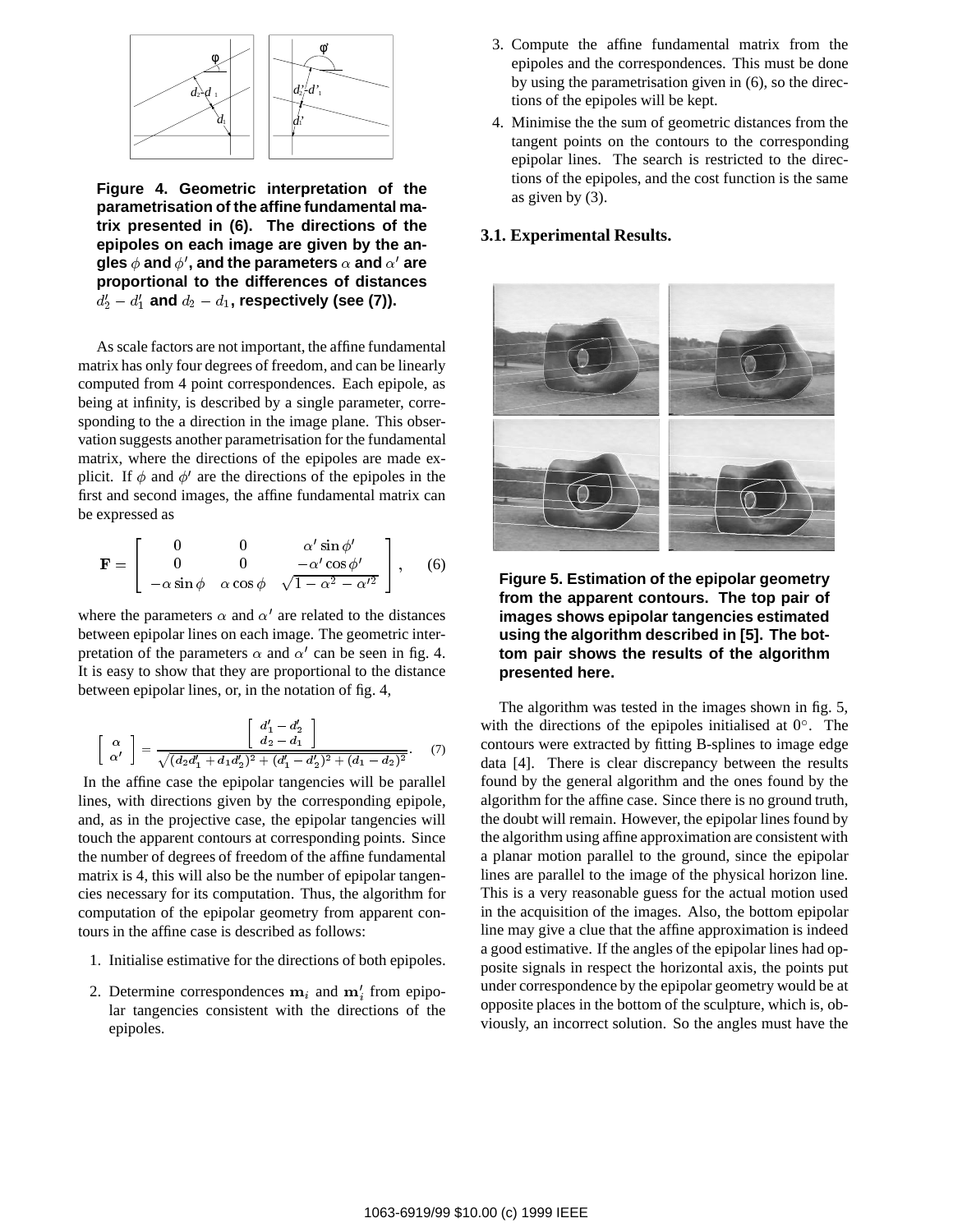**Figure 4. Geometric interpretation of the parametrisation of the affine fundamental matrix presented in (6). The directions of the epipoles on each image are given by the angles $\phi$ and $\phi'$, and the parameters $\alpha$ and $\alpha'$ are proportional to the differences of distances $d_2' - d_1'$ and $d_2 - d_1$, respectively (see (7)).**

As scale factors are not important, the affine fundamental matrix has only four degrees of freedom, and can be linearly computed from 4 point correspondences. Each epipole, as being at infinity, is described by a single parameter, corresponding to the a direction in the image plane. This observation suggests another parametrisation for the fundamental matrix, where the directions of the epipoles are made explicit. If $\phi$ and $\phi'$ are the directions of the epipoles in the first and second images, the affine fundamental matrix can be expressed as

$$\mathbf{F} = \begin{bmatrix} 0 & 0 & \alpha' \sin \phi' \\ 0 & 0 & -\alpha' \cos \phi' \\ -\alpha \sin \phi & \alpha \cos \phi & \sqrt{1 - \alpha^2 - \alpha'^2} \end{bmatrix}, \quad (6)$$

where the parameters $\alpha$ and $\alpha'$ are related to the distances between epipolar lines on each image. The geometric interpretation of the parameters $\alpha$ and $\alpha'$ can be seen in fig. 4. It is easy to show that they are proportional to the distance between epipolar lines, or, in the notation of fig. 4,

$$\begin{bmatrix} \alpha \\ \alpha' \end{bmatrix} = \frac{\begin{bmatrix} d_1' - d_2' \\ d_2 - d_1 \end{bmatrix}}{\sqrt{(d_2 d_1' + d_1 d_2')^2 + (d_1' - d_2')^2 + (d_1 - d_2)^2}}. \quad (7)$$

In the affine case the epipolar tangencies will be parallel lines, with directions given by the corresponding epipole, and, as in the projective case, the epipolar tangencies will touch the apparent contours at corresponding points. Since the number of degrees of freedom of the affine fundamental matrix is 4, this will also be the number of epipolar tangencies necessary for its computation. Thus, the algorithm for computation of the epipolar geometry from apparent contours in the affine case is described as follows:

1. Initialise estimative for the directions of both epipoles.
2. Determine correspondences $\mathbf{m}_i$ and $\mathbf{m}_i'$ from epipolar tangencies consistent with the directions of the epipoles.
3. Compute the affine fundamental matrix from the epipoles and the correspondences. This must be done by using the parametrisation given in (6), so the directions of the epipoles will be kept.
4. Minimise the the sum of geometric distances from the tangent points on the contours to the corresponding epipolar lines. The search is restricted to the directions of the epipoles, and the cost function is the same as given by (3).

### 3.1. Experimental Results.

**Figure 5. Estimation of the epipolar geometry from the apparent contours. The top pair of images shows epipolar tangencies estimated using the algorithm described in [5]. The bottom pair shows the results of the algorithm presented here.**

The algorithm was tested in the images shown in fig. 5, with the directions of the epipoles initialised at $0°$. The contours were extracted by fitting B-splines to image edge data [4]. There is clear discrepancy between the results found by the general algorithm and the ones found by the algorithm for the affine case. Since there is no ground truth, the doubt will remain. However, the epipolar lines found by the algorithm using affine approximation are consistent with a planar motion parallel to the ground, since the epipolar lines are parallel to the image of the physical horizon line. This is a very reasonable guess for the actual motion used in the acquisition of the images. Also, the bottom epipolar line may give a clue that the affine approximation is indeed a good estimative. If the angles of the epipolar lines had opposite signals in respect the horizontal axis, the points put under correspondence by the epipolar geometry would be at opposite places in the bottom of the sculpture, which is, obviously, an incorrect solution. So the angles must have the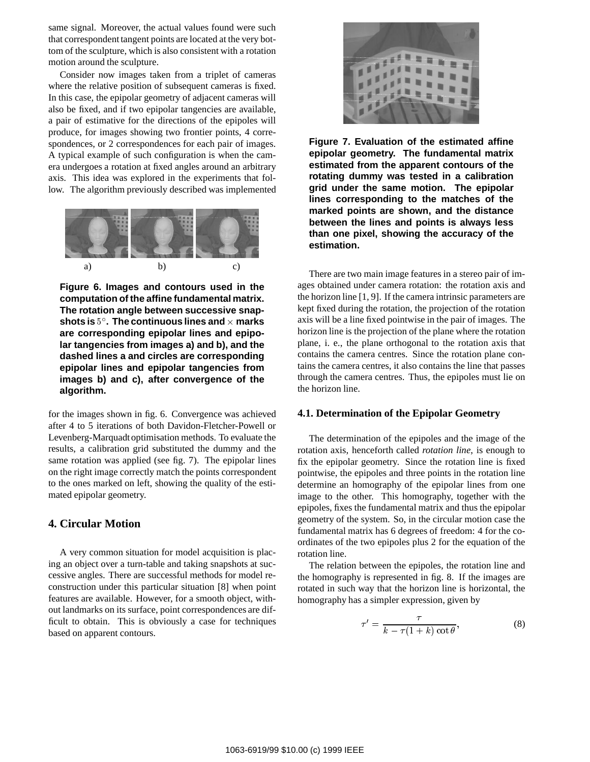same signal. Moreover, the actual values found were such that correspondent tangent points are located at the very bottom of the sculpture, which is also consistent with a rotation motion around the sculpture.

Consider now images taken from a triplet of cameras where the relative position of subsequent cameras is fixed. In this case, the epipolar geometry of adjacent cameras will also be fixed, and if two epipolar tangencies are available, a pair of estimative for the directions of the epipoles will produce, for images showing two frontier points, 4 correspondences, or 2 correspondences for each pair of images. A typical example of such configuration is when the camera undergoes a rotation at fixed angles around an arbitrary axis. This idea was explored in the experiments that follow. The algorithm previously described was implemented for the images shown in fig. 6. Convergence was achieved after 4 to 5 iterations of both Davidon-Fletcher-Powell or Levenberg-Marquadt optimisation methods. To evaluate the results, a calibration grid substituted the dummy and the same rotation was applied (see fig. 7). The epipolar lines on the right image correctly match the points correspondent to the ones marked on left, showing the quality of the estimated epipolar geometry.

a) b) c)

**Figure 6. Images and contours used in the computation of the affine fundamental matrix. The rotation angle between successive snapshots is $5^\circ$. The continuous lines and $\times$ marks are corresponding epipolar lines and epipolar tangencies from images a) and b), and the dashed lines a and circles are corresponding epipolar lines and epipolar tangencies from images b) and c), after convergence of the algorithm.**

**Figure 7. Evaluation of the estimated affine epipolar geometry. The fundamental matrix estimated from the apparent contours of the rotating dummy was tested in a calibration grid under the same motion. The epipolar lines corresponding to the matches of the marked points are shown, and the distance between the lines and points is always less than one pixel, showing the accuracy of the estimation.**

## 4. Circular Motion

A very common situation for model acquisition is placing an object over a turn-table and taking snapshots at successive angles. There are successful methods for model reconstruction under this particular situation [8] when point features are available. However, for a smooth object, without landmarks on its surface, point correspondences are difficult to obtain. This is obviously a case for techniques based on apparent contours.

There are two main image features in a stereo pair of images obtained under camera rotation: the rotation axis and the horizon line [1, 9]. If the camera intrinsic parameters are kept fixed during the rotation, the projection of the rotation axis will be a line fixed pointwise in the pair of images. The horizon line is the projection of the plane where the rotation plane, i. e., the plane orthogonal to the rotation axis that contains the camera centres. Since the rotation plane contains the camera centres, it also contains the line that passes through the camera centres. Thus, the epipoles must lie on the horizon line.

### 4.1. Determination of the Epipolar Geometry

The determination of the epipoles and the image of the rotation axis, henceforth called *rotation line*, is enough to fix the epipolar geometry. Since the rotation line is fixed pointwise, the epipoles and three points in the rotation line determine an homography of the epipolar lines from one image to the other. This homography, together with the epipoles, fixes the fundamental matrix and thus the epipolar geometry of the system. So, in the circular motion case the fundamental matrix has 6 degrees of freedom: 4 for the coordinates of the two epipoles plus 2 for the equation of the rotation line.

The relation between the epipoles, the rotation line and the homography is represented in fig. 8. If the images are rotated in such way that the horizon line is horizontal, the homography has a simpler expression, given by

$$\tau' = \frac{\tau}{k - \tau(1+k)\cot\theta}, \tag{8}$$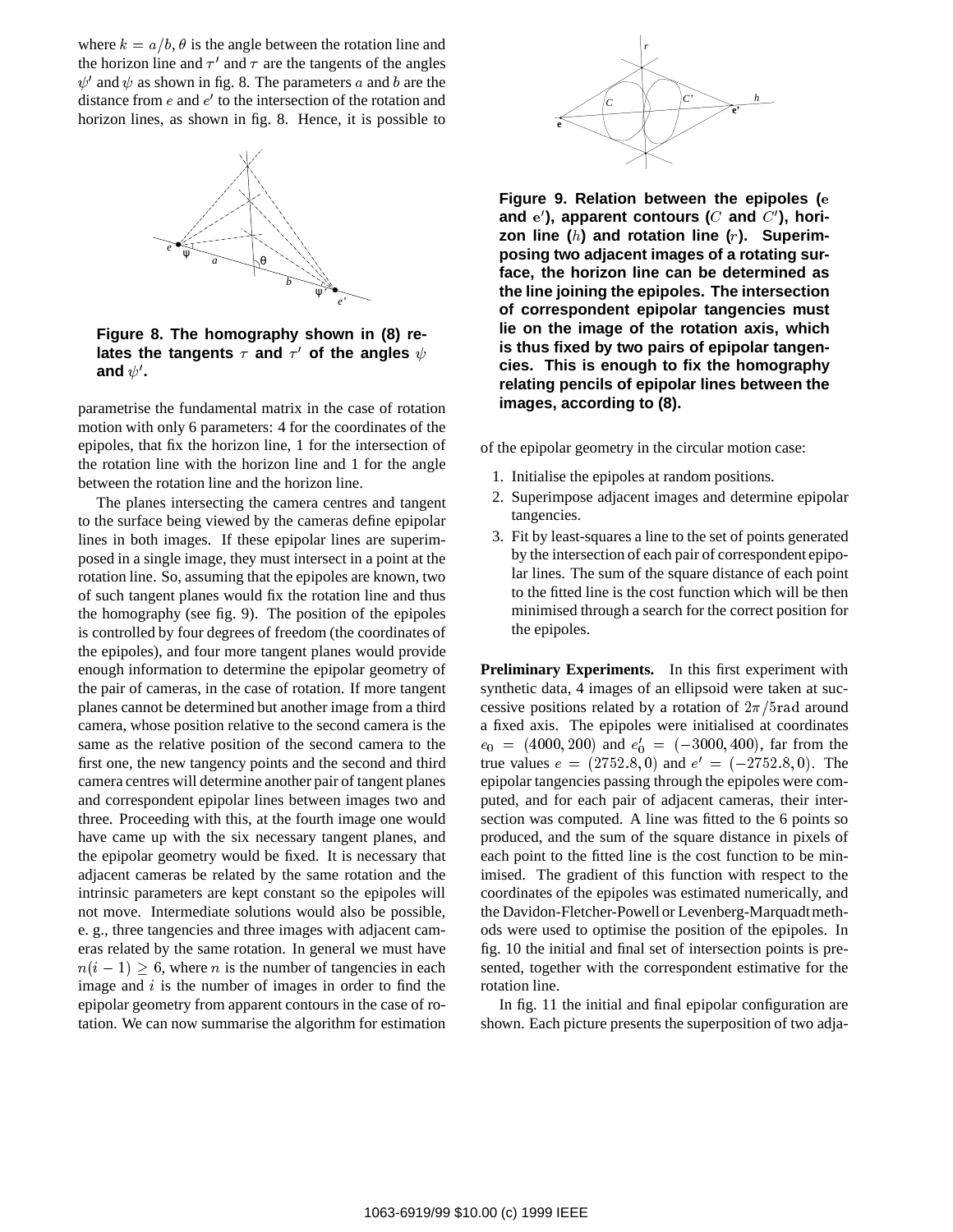where $k = a/b$, $\theta$ is the angle between the rotation line and the horizon line and $\tau'$ and $\tau$ are the tangents of the angles $\psi'$ and $\psi$ as shown in fig. 8. The parameters $a$ and $b$ are the distance from $e$ and $e'$ to the intersection of the rotation and horizon lines, as shown in fig. 8. Hence, it is possible to

**Figure 8. The homography shown in (8) relates the tangents $\tau$ and $\tau'$ of the angles $\psi$ and $\psi'$.**

parametrise the fundamental matrix in the case of rotation motion with only 6 parameters: 4 for the coordinates of the epipoles, that fix the horizon line, 1 for the intersection of the rotation line with the horizon line and 1 for the angle between the rotation line and the horizon line.

The planes intersecting the camera centres and tangent to the surface being viewed by the cameras define epipolar lines in both images. If these epipolar lines are superimposed in a single image, they must intersect in a point at the rotation line. So, assuming that the epipoles are known, two of such tangent planes would fix the rotation line and thus the homography (see fig. 9). The position of the epipoles is controlled by four degrees of freedom (the coordinates of the epipoles), and four more tangent planes would provide enough information to determine the epipolar geometry of the pair of cameras, in the case of rotation. If more tangent planes cannot be determined but another image from a third camera, whose position relative to the second camera is the same as the relative position of the second camera to the first one, the new tangency points and the second and third camera centres will determine another pair of tangent planes and correspondent epipolar lines between images two and three. Proceeding with this, at the fourth image one would have came up with the six necessary tangent planes, and the epipolar geometry would be fixed. It is necessary that adjacent cameras be related by the same rotation and the intrinsic parameters are kept constant so the epipoles will not move. Intermediate solutions would also be possible, e. g., three tangencies and three images with adjacent cameras related by the same rotation. In general we must have $n(i-1) \geq 6$, where $n$ is the number of tangencies in each image and $i$ is the number of images in order to find the epipolar geometry from apparent contours in the case of rotation. We can now summarise the algorithm for estimation

**Figure 9. Relation between the epipoles ($\mathbf{e}$ and $\mathbf{e}'$), apparent contours ($C$ and $C'$), horizon line ($h$) and rotation line ($r$). Superimposing two adjacent images of a rotating surface, the horizon line can be determined as the line joining the epipoles. The intersection of correspondent epipolar tangencies must lie on the image of the rotation axis, which is thus fixed by two pairs of epipolar tangencies. This is enough to fix the homography relating pencils of epipolar lines between the images, according to (8).**

of the epipolar geometry in the circular motion case:

1. Initialise the epipoles at random positions.
2. Superimpose adjacent images and determine epipolar tangencies.
3. Fit by least-squares a line to the set of points generated by the intersection of each pair of correspondent epipolar lines. The sum of the square distance of each point to the fitted line is the cost function which will be then minimised through a search for the correct position for the epipoles.

**Preliminary Experiments.** In this first experiment with synthetic data, 4 images of an ellipsoid were taken at successive positions related by a rotation of $2\pi/5\text{rad}$ around a fixed axis. The epipoles were initialised at coordinates $e_0 = (4000, 200)$ and $e'_0 = (-3000, 400)$, far from the true values $e = (2752.8, 0)$ and $e' = (-2752.8, 0)$. The epipolar tangencies passing through the epipoles were computed, and for each pair of adjacent cameras, their intersection was computed. A line was fitted to the 6 points so produced, and the sum of the square distance in pixels of each point to the fitted line is the cost function to be minimised. The gradient of this function with respect to the coordinates of the epipoles was estimated numerically, and the Davidon-Fletcher-Powell or Levenberg-Marquadt methods were used to optimise the position of the epipoles. In fig. 10 the initial and final set of intersection points is presented, together with the correspondent estimative for the rotation line.

In fig. 11 the initial and final epipolar configuration are shown. Each picture presents the superposition of two adja-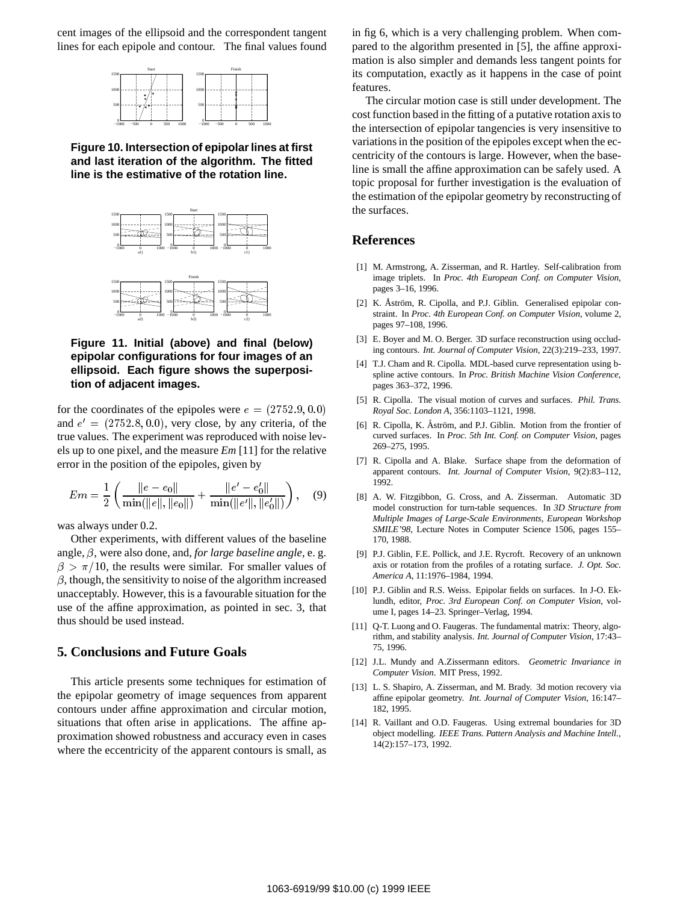cent images of the ellipsoid and the correspondent tangent lines for each epipole and contour. The final values found

Start

1500

1000

500

0

−1000 −500 0 500 1000

Finish

1500

1000

500

0

−1000 −500 0 500 1000

**Figure 10. Intersection of epipolar lines at first and last iteration of the algorithm. The fitted line is the estimative of the rotation line.**

Start

1500

1000

500

0

−1000 0 1000

a1) b1) c1)

Finish

1500

1000

500

0

−1000 0 1000

a2) b2) c2)

**Figure 11. Initial (above) and final (below) epipolar configurations for four images of an ellipsoid. Each figure shows the superposition of adjacent images.**

for the coordinates of the epipoles were $e = (2752.9, 0.0)$ and $e' = (2752.8, 0.0)$, very close, by any criteria, of the true values. The experiment was reproduced with noise levels up to one pixel, and the measure *Em* [11] for the relative error in the position of the epipoles, given by

$$Em = \frac{1}{2}\left(\frac{\|e - e_0\|}{\min(\|e\|, \|e_0\|)} + \frac{\|e' - e'_0\|}{\min(\|e'\|, \|e'_0\|)}\right), \quad (9)$$

was always under 0.2.

Other experiments, with different values of the baseline angle, $\beta$, were also done, and, *for large baseline angle*, e. g. $\beta > \pi/10$, the results were similar. For smaller values of $\beta$, though, the sensitivity to noise of the algorithm increased unacceptably. However, this is a favourable situation for the use of the affine approximation, as pointed in sec. 3, that thus should be used instead.

## 5. Conclusions and Future Goals

This article presents some techniques for estimation of the epipolar geometry of image sequences from apparent contours under affine approximation and circular motion, situations that often arise in applications. The affine approximation showed robustness and accuracy even in cases where the eccentricity of the apparent contours is small, as in fig 6, which is a very challenging problem. When compared to the algorithm presented in [5], the affine approximation is also simpler and demands less tangent points for its computation, exactly as it happens in the case of point features.

The circular motion case is still under development. The cost function based in the fitting of a putative rotation axis to the intersection of epipolar tangencies is very insensitive to variations in the position of the epipoles except when the eccentricity of the contours is large. However, when the baseline is small the affine approximation can be safely used. A topic proposal for further investigation is the evaluation of the estimation of the epipolar geometry by reconstructing of the surfaces.

## References

[1] M. Armstrong, A. Zisserman, and R. Hartley. Self-calibration from image triplets. In *Proc. 4th European Conf. on Computer Vision*, pages 3–16, 1996.

[2] K. Åström, R. Cipolla, and P.J. Giblin. Generalised epipolar constraint. In *Proc. 4th European Conf. on Computer Vision*, volume 2, pages 97–108, 1996.

[3] E. Boyer and M. O. Berger. 3D surface reconstruction using occluding contours. *Int. Journal of Computer Vision*, 22(3):219–233, 1997.

[4] T.J. Cham and R. Cipolla. MDL-based curve representation using b-spline active contours. In *Proc. British Machine Vision Conference*, pages 363–372, 1996.

[5] R. Cipolla. The visual motion of curves and surfaces. *Phil. Trans. Royal Soc. London A*, 356:1103–1121, 1998.

[6] R. Cipolla, K. Åström, and P.J. Giblin. Motion from the frontier of curved surfaces. In *Proc. 5th Int. Conf. on Computer Vision*, pages 269–275, 1995.

[7] R. Cipolla and A. Blake. Surface shape from the deformation of apparent contours. *Int. Journal of Computer Vision*, 9(2):83–112, 1992.

[8] A. W. Fitzgibbon, G. Cross, and A. Zisserman. Automatic 3D model construction for turn-table sequences. In *3D Structure from Multiple Images of Large-Scale Environments, European Workshop SMILE'98*, Lecture Notes in Computer Science 1506, pages 155–170, 1988.

[9] P.J. Giblin, F.E. Pollick, and J.E. Rycroft. Recovery of an unknown axis or rotation from the profiles of a rotating surface. *J. Opt. Soc. America A*, 11:1976–1984, 1994.

[10] P.J. Giblin and R.S. Weiss. Epipolar fields on surfaces. In J-O. Eklundh, editor, *Proc. 3rd European Conf. on Computer Vision*, volume I, pages 14–23. Springer–Verlag, 1994.

[11] Q-T. Luong and O. Faugeras. The fundamental matrix: Theory, algorithm, and stability analysis. *Int. Journal of Computer Vision*, 17:43–75, 1996.

[12] J.L. Mundy and A.Zissermann editors. *Geometric Invariance in Computer Vision*. MIT Press, 1992.

[13] L. S. Shapiro, A. Zisserman, and M. Brady. 3d motion recovery via affine epipolar geometry. *Int. Journal of Computer Vision*, 16:147–182, 1995.

[14] R. Vaillant and O.D. Faugeras. Using extremal boundaries for 3D object modelling. *IEEE Trans. Pattern Analysis and Machine Intell.*, 14(2):157–173, 1992.